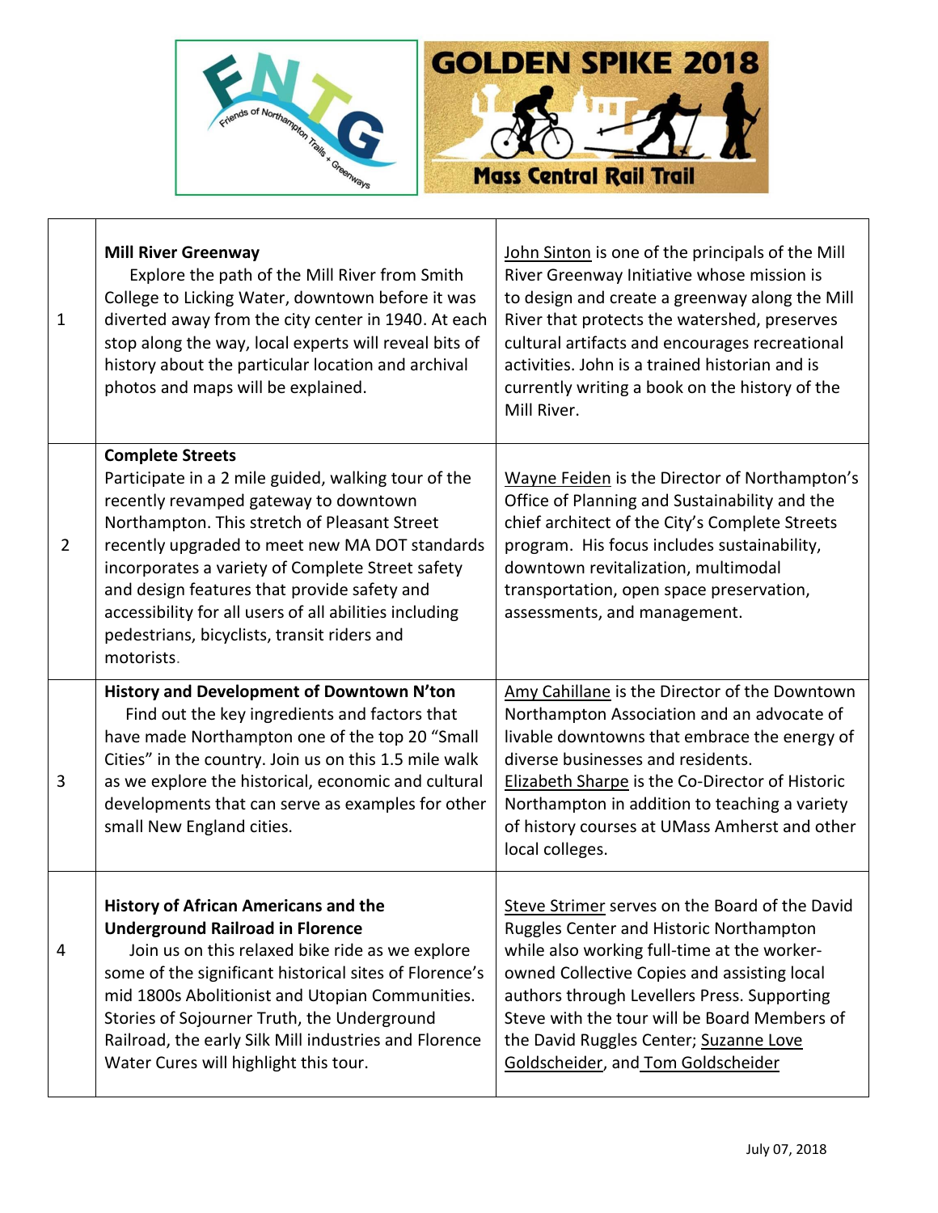FNTG — Friends of Northampton Trails + Greenways

# GOLDEN SPIKE 2018

## Mass Central Rail Trail

| | | |
|---|---|---|
| 1 | **Mill River Greenway** Explore the path of the Mill River from Smith College to Licking Water, downtown before it was diverted away from the city center in 1940. At each stop along the way, local experts will reveal bits of history about the particular location and archival photos and maps will be explained. | John Sinton is one of the principals of the Mill River Greenway Initiative whose mission is to design and create a greenway along the Mill River that protects the watershed, preserves cultural artifacts and encourages recreational activities. John is a trained historian and is currently writing a book on the history of the Mill River. |
| 2 | **Complete Streets** Participate in a 2 mile guided, walking tour of the recently revamped gateway to downtown Northampton. This stretch of Pleasant Street recently upgraded to meet new MA DOT standards incorporates a variety of Complete Street safety and design features that provide safety and accessibility for all users of all abilities including pedestrians, bicyclists, transit riders and motorists. | Wayne Feiden is the Director of Northampton's Office of Planning and Sustainability and the chief architect of the City's Complete Streets program. His focus includes sustainability, downtown revitalization, multimodal transportation, open space preservation, assessments, and management. |
| 3 | **History and Development of Downtown N'ton** Find out the key ingredients and factors that have made Northampton one of the top 20 "Small Cities" in the country. Join us on this 1.5 mile walk as we explore the historical, economic and cultural developments that can serve as examples for other small New England cities. | Amy Cahillane is the Director of the Downtown Northampton Association and an advocate of livable downtowns that embrace the energy of diverse businesses and residents. Elizabeth Sharpe is the Co-Director of Historic Northampton in addition to teaching a variety of history courses at UMass Amherst and other local colleges. |
| 4 | **History of African Americans and the Underground Railroad in Florence** Join us on this relaxed bike ride as we explore some of the significant historical sites of Florence's mid 1800s Abolitionist and Utopian Communities. Stories of Sojourner Truth, the Underground Railroad, the early Silk Mill industries and Florence Water Cures will highlight this tour. | Steve Strimer serves on the Board of the David Ruggles Center and Historic Northampton while also working full-time at the worker-owned Collective Copies and assisting local authors through Levellers Press. Supporting Steve with the tour will be Board Members of the David Ruggles Center; Suzanne Love Goldscheider, and Tom Goldscheider |

July 07, 2018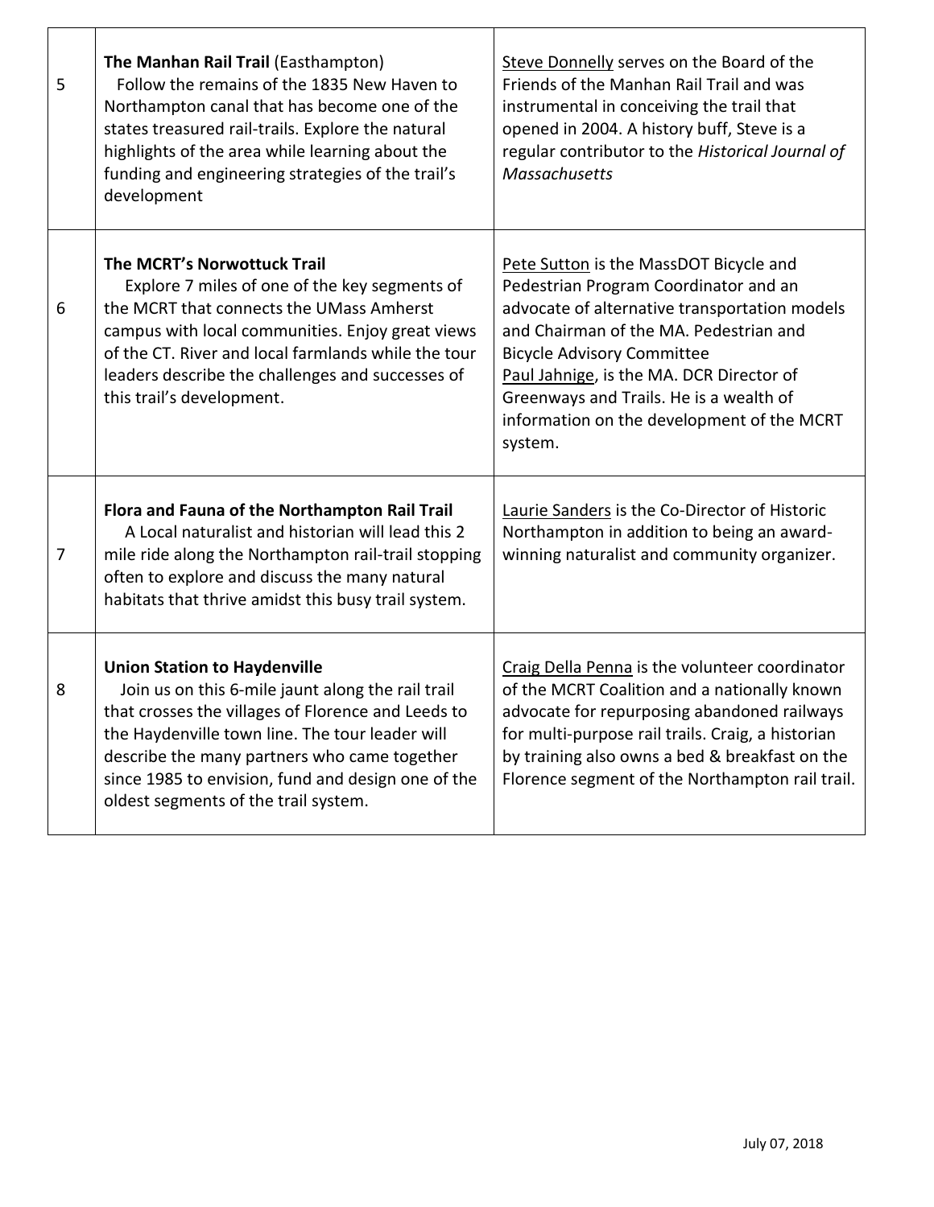| | | |
|---|---|---|
| 5 | **The Manhan Rail Trail** (Easthampton)<br>Follow the remains of the 1835 New Haven to Northampton canal that has become one of the states treasured rail-trails. Explore the natural highlights of the area while learning about the funding and engineering strategies of the trail's development | Steve Donnelly serves on the Board of the Friends of the Manhan Rail Trail and was instrumental in conceiving the trail that opened in 2004. A history buff, Steve is a regular contributor to the *Historical Journal of Massachusetts* |
| 6 | **The MCRT's Norwottuck Trail**<br>Explore 7 miles of one of the key segments of the MCRT that connects the UMass Amherst campus with local communities. Enjoy great views of the CT. River and local farmlands while the tour leaders describe the challenges and successes of this trail's development. | Pete Sutton is the MassDOT Bicycle and Pedestrian Program Coordinator and an advocate of alternative transportation models and Chairman of the MA. Pedestrian and Bicycle Advisory Committee<br>Paul Jahnige, is the MA. DCR Director of Greenways and Trails. He is a wealth of information on the development of the MCRT system. |
| 7 | **Flora and Fauna of the Northampton Rail Trail**<br>A Local naturalist and historian will lead this 2 mile ride along the Northampton rail-trail stopping often to explore and discuss the many natural habitats that thrive amidst this busy trail system. | Laurie Sanders is the Co-Director of Historic Northampton in addition to being an award-winning naturalist and community organizer. |
| 8 | **Union Station to Haydenville**<br>Join us on this 6-mile jaunt along the rail trail that crosses the villages of Florence and Leeds to the Haydenville town line. The tour leader will describe the many partners who came together since 1985 to envision, fund and design one of the oldest segments of the trail system. | Craig Della Penna is the volunteer coordinator of the MCRT Coalition and a nationally known advocate for repurposing abandoned railways for multi-purpose rail trails. Craig, a historian by training also owns a bed & breakfast on the Florence segment of the Northampton rail trail. |

July 07, 2018